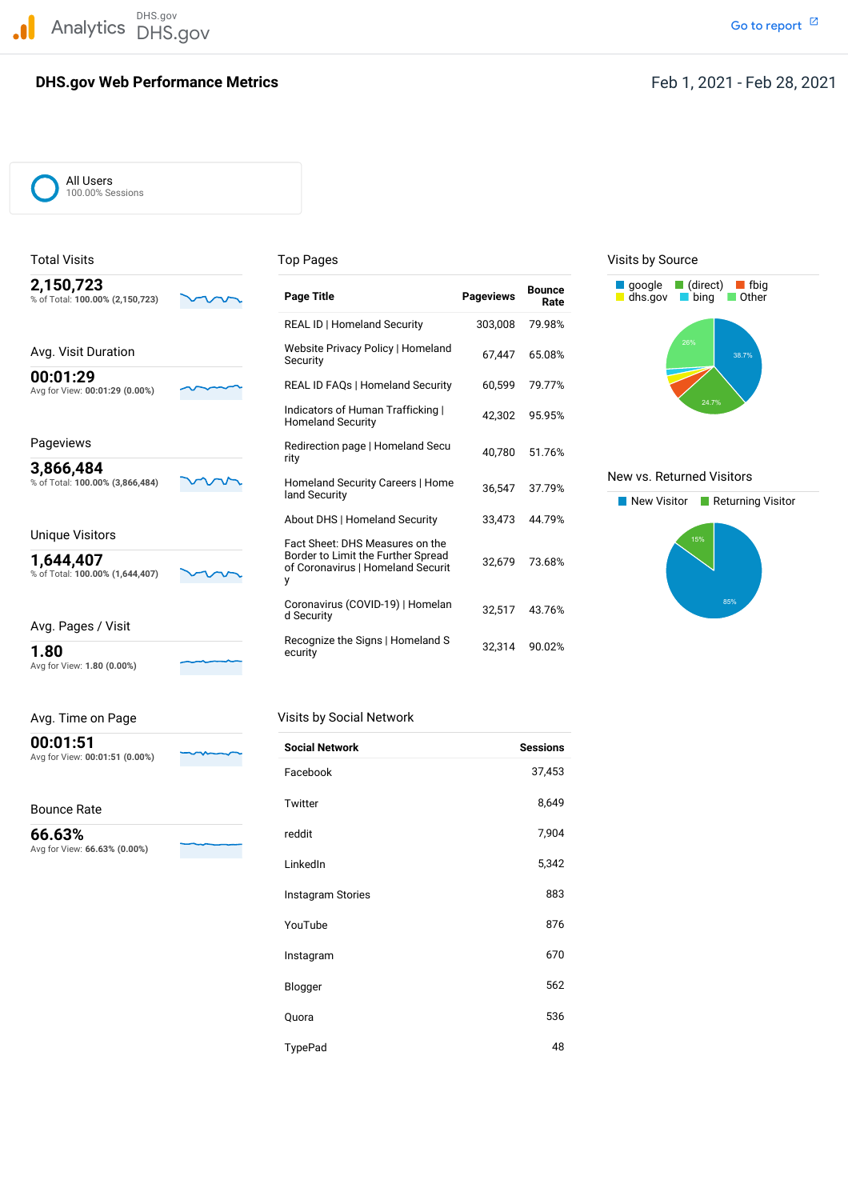Analytics DHS.gov DHS.gov

Go to report

# DHS.gov Web Performance Metrics

Feb 1, 2021 - Feb 28, 2021

All Users
100.00% Sessions

## Total Visits

**2,150,723**
% of Total: **100.00% (2,150,723)**

## Avg. Visit Duration

**00:01:29**
Avg for View: **00:01:29 (0.00%)**

## Pageviews

**3,866,484**
% of Total: **100.00% (3,866,484)**

## Unique Visitors

**1,644,407**
% of Total: **100.00% (1,644,407)**

## Avg. Pages / Visit

**1.80**
Avg for View: **1.80 (0.00%)**

## Avg. Time on Page

**00:01:51**
Avg for View: **00:01:51 (0.00%)**

## Bounce Rate

**66.63%**
Avg for View: **66.63% (0.00%)**

## Top Pages

| Page Title | Pageviews | Bounce Rate |
|---|---|---|
| REAL ID \| Homeland Security | 303,008 | 79.98% |
| Website Privacy Policy \| Homeland Security | 67,447 | 65.08% |
| REAL ID FAQs \| Homeland Security | 60,599 | 79.77% |
| Indicators of Human Trafficking \| Homeland Security | 42,302 | 95.95% |
| Redirection page \| Homeland Security | 40,780 | 51.76% |
| Homeland Security Careers \| Homeland Security | 36,547 | 37.79% |
| About DHS \| Homeland Security | 33,473 | 44.79% |
| Fact Sheet: DHS Measures on the Border to Limit the Further Spread of Coronavirus \| Homeland Security | 32,679 | 73.68% |
| Coronavirus (COVID-19) \| Homeland Security | 32,517 | 43.76% |
| Recognize the Signs \| Homeland Security | 32,314 | 90.02% |

## Visits by Source

google, (direct), fbig, dhs.gov, bing, Other

38.7%, 24.7%, 26%

## New vs. Returned Visitors

New Visitor, Returning Visitor

85%, 15%

## Visits by Social Network

| Social Network | Sessions |
|---|---|
| Facebook | 37,453 |
| Twitter | 8,649 |
| reddit | 7,904 |
| LinkedIn | 5,342 |
| Instagram Stories | 883 |
| YouTube | 876 |
| Instagram | 670 |
| Blogger | 562 |
| Quora | 536 |
| TypePad | 48 |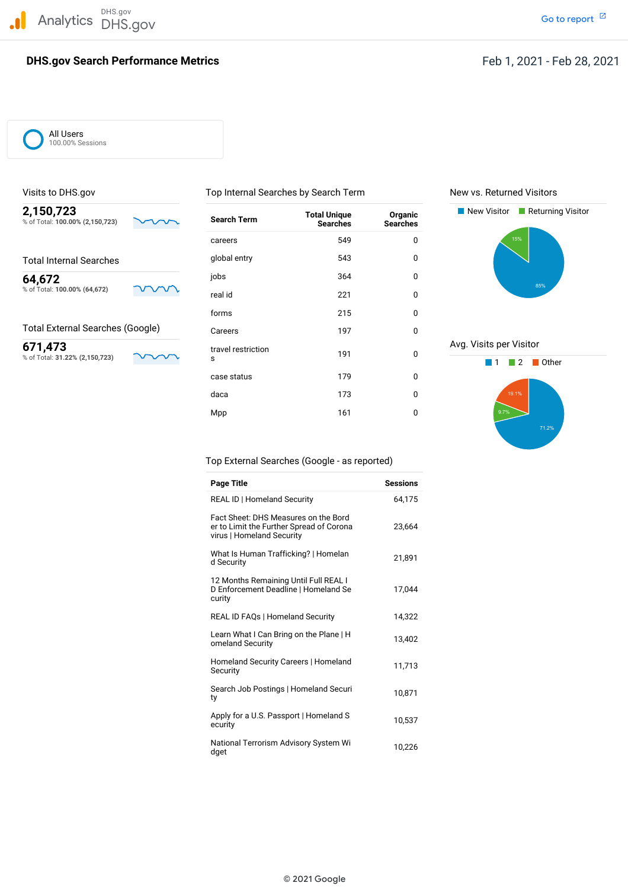Analytics DHS.gov DHS.gov

Go to report

# DHS.gov Search Performance Metrics

Feb 1, 2021 - Feb 28, 2021

All Users
100.00% Sessions

## Visits to DHS.gov

**2,150,723**
% of Total: **100.00% (2,150,723)**

## Total Internal Searches

**64,672**
% of Total: **100.00% (64,672)**

## Total External Searches (Google)

**671,473**
% of Total: **31.22% (2,150,723)**

## Top Internal Searches by Search Term

| Search Term | Total Unique Searches | Organic Searches |
|---|---|---|
| careers | 549 | 0 |
| global entry | 543 | 0 |
| jobs | 364 | 0 |
| real id | 221 | 0 |
| forms | 215 | 0 |
| Careers | 197 | 0 |
| travel restrictions | 191 | 0 |
| case status | 179 | 0 |
| daca | 173 | 0 |
| Mpp | 161 | 0 |

## New vs. Returned Visitors

New Visitor: 85%
Returning Visitor: 15%

## Avg. Visits per Visitor

1: 71.2%
2: 9.7%
Other: 19.1%

## Top External Searches (Google - as reported)

| Page Title | Sessions |
|---|---|
| REAL ID \| Homeland Security | 64,175 |
| Fact Sheet: DHS Measures on the Border to Limit the Further Spread of Coronavirus \| Homeland Security | 23,664 |
| What Is Human Trafficking? \| Homeland Security | 21,891 |
| 12 Months Remaining Until Full REAL ID Enforcement Deadline \| Homeland Security | 17,044 |
| REAL ID FAQs \| Homeland Security | 14,322 |
| Learn What I Can Bring on the Plane \| Homeland Security | 13,402 |
| Homeland Security Careers \| Homeland Security | 11,713 |
| Search Job Postings \| Homeland Security | 10,871 |
| Apply for a U.S. Passport \| Homeland Security | 10,537 |
| National Terrorism Advisory System Widget | 10,226 |

© 2021 Google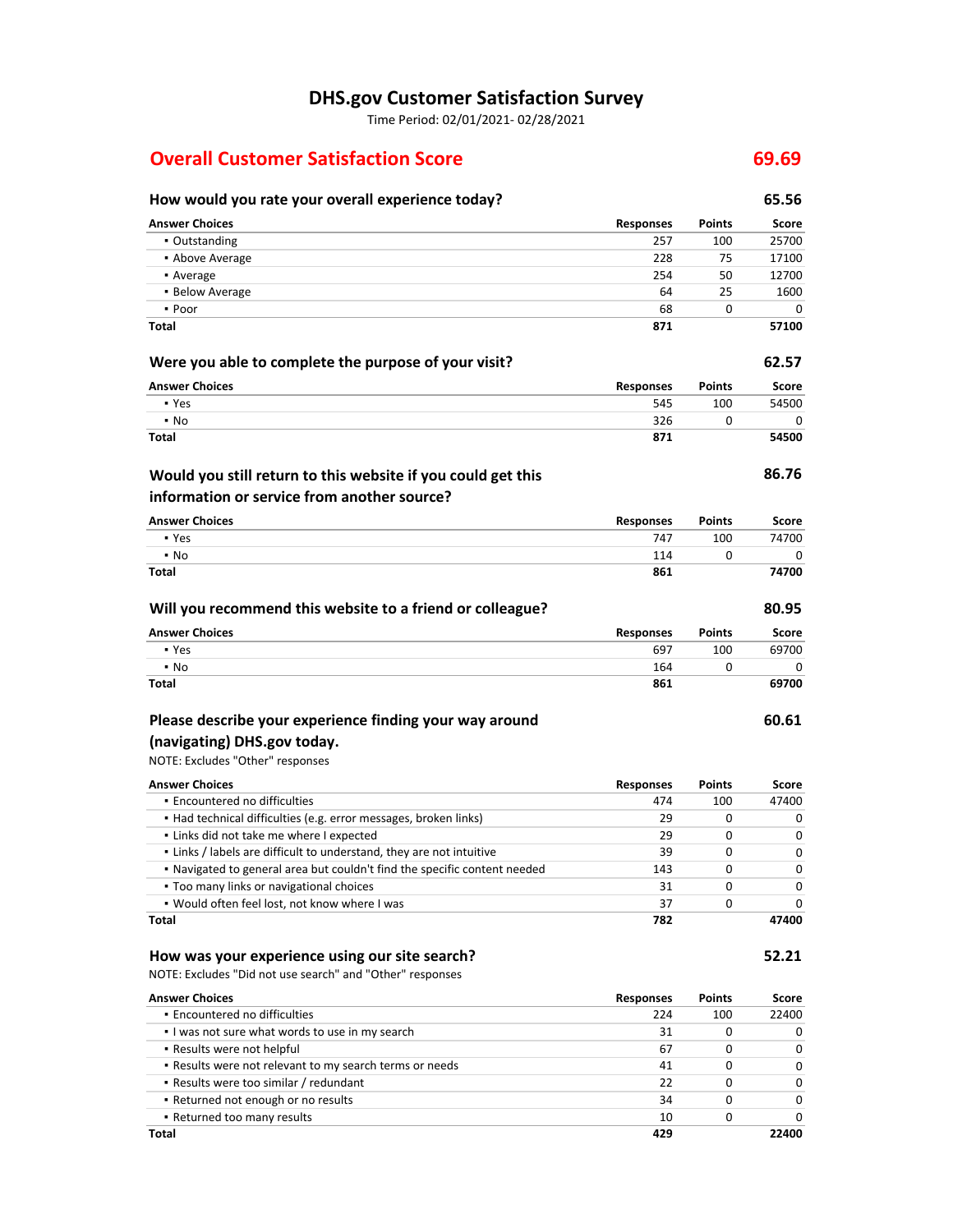# DHS.gov Customer Satisfaction Survey

Time Period: 02/01/2021- 02/28/2021

## Overall Customer Satisfaction Score — 69.69

### How would you rate your overall experience today? — 65.56

| Answer Choices | Responses | Points | Score |
|---|---|---|---|
| ▪ Outstanding | 257 | 100 | 25700 |
| ▪ Above Average | 228 | 75 | 17100 |
| ▪ Average | 254 | 50 | 12700 |
| ▪ Below Average | 64 | 25 | 1600 |
| ▪ Poor | 68 | 0 | 0 |
| **Total** | **871** | | **57100** |

### Were you able to complete the purpose of your visit? — 62.57

| Answer Choices | Responses | Points | Score |
|---|---|---|---|
| ▪ Yes | 545 | 100 | 54500 |
| ▪ No | 326 | 0 | 0 |
| **Total** | **871** | | **54500** |

### Would you still return to this website if you could get this information or service from another source? — 86.76

| Answer Choices | Responses | Points | Score |
|---|---|---|---|
| ▪ Yes | 747 | 100 | 74700 |
| ▪ No | 114 | 0 | 0 |
| **Total** | **861** | | **74700** |

### Will you recommend this website to a friend or colleague? — 80.95

| Answer Choices | Responses | Points | Score |
|---|---|---|---|
| ▪ Yes | 697 | 100 | 69700 |
| ▪ No | 164 | 0 | 0 |
| **Total** | **861** | | **69700** |

### Please describe your experience finding your way around (navigating) DHS.gov today. — 60.61

NOTE: Excludes "Other" responses

| Answer Choices | Responses | Points | Score |
|---|---|---|---|
| ▪ Encountered no difficulties | 474 | 100 | 47400 |
| ▪ Had technical difficulties (e.g. error messages, broken links) | 29 | 0 | 0 |
| ▪ Links did not take me where I expected | 29 | 0 | 0 |
| ▪ Links / labels are difficult to understand, they are not intuitive | 39 | 0 | 0 |
| ▪ Navigated to general area but couldn't find the specific content needed | 143 | 0 | 0 |
| ▪ Too many links or navigational choices | 31 | 0 | 0 |
| ▪ Would often feel lost, not know where I was | 37 | 0 | 0 |
| **Total** | **782** | | **47400** |

### How was your experience using our site search? — 52.21

NOTE: Excludes "Did not use search" and "Other" responses

| Answer Choices | Responses | Points | Score |
|---|---|---|---|
| ▪ Encountered no difficulties | 224 | 100 | 22400 |
| ▪ I was not sure what words to use in my search | 31 | 0 | 0 |
| ▪ Results were not helpful | 67 | 0 | 0 |
| ▪ Results were not relevant to my search terms or needs | 41 | 0 | 0 |
| ▪ Results were too similar / redundant | 22 | 0 | 0 |
| ▪ Returned not enough or no results | 34 | 0 | 0 |
| ▪ Returned too many results | 10 | 0 | 0 |
| **Total** | **429** | | **22400** |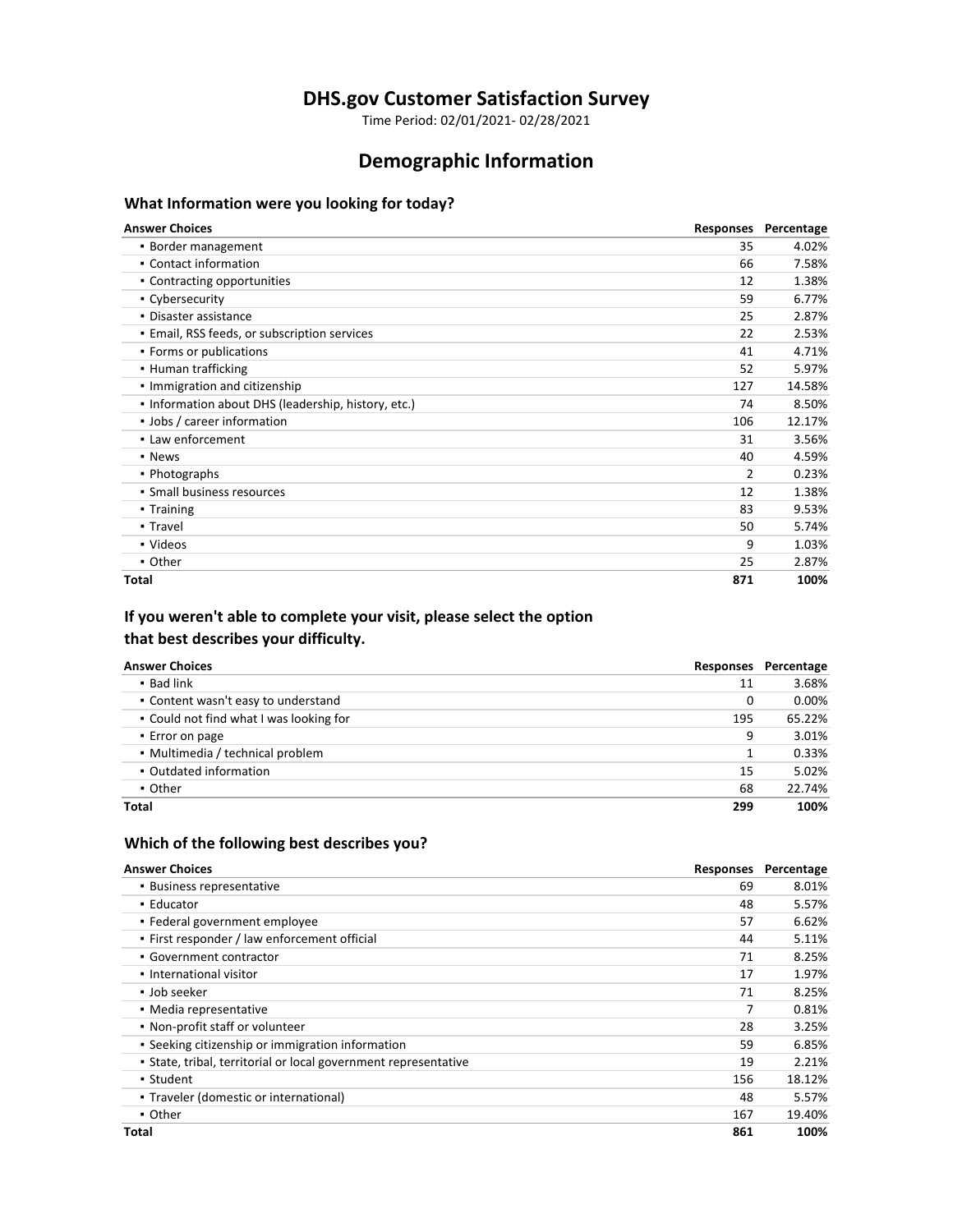# DHS.gov Customer Satisfaction Survey

Time Period: 02/01/2021- 02/28/2021

## Demographic Information

### What Information were you looking for today?

| Answer Choices | Responses | Percentage |
|---|---|---|
| ▪ Border management | 35 | 4.02% |
| ▪ Contact information | 66 | 7.58% |
| ▪ Contracting opportunities | 12 | 1.38% |
| ▪ Cybersecurity | 59 | 6.77% |
| ▪ Disaster assistance | 25 | 2.87% |
| ▪ Email, RSS feeds, or subscription services | 22 | 2.53% |
| ▪ Forms or publications | 41 | 4.71% |
| ▪ Human trafficking | 52 | 5.97% |
| ▪ Immigration and citizenship | 127 | 14.58% |
| ▪ Information about DHS (leadership, history, etc.) | 74 | 8.50% |
| ▪ Jobs / career information | 106 | 12.17% |
| ▪ Law enforcement | 31 | 3.56% |
| ▪ News | 40 | 4.59% |
| ▪ Photographs | 2 | 0.23% |
| ▪ Small business resources | 12 | 1.38% |
| ▪ Training | 83 | 9.53% |
| ▪ Travel | 50 | 5.74% |
| ▪ Videos | 9 | 1.03% |
| ▪ Other | 25 | 2.87% |
| **Total** | **871** | **100%** |

### If you weren't able to complete your visit, please select the option that best describes your difficulty.

| Answer Choices | Responses | Percentage |
|---|---|---|
| ▪ Bad link | 11 | 3.68% |
| ▪ Content wasn't easy to understand | 0 | 0.00% |
| ▪ Could not find what I was looking for | 195 | 65.22% |
| ▪ Error on page | 9 | 3.01% |
| ▪ Multimedia / technical problem | 1 | 0.33% |
| ▪ Outdated information | 15 | 5.02% |
| ▪ Other | 68 | 22.74% |
| **Total** | **299** | **100%** |

### Which of the following best describes you?

| Answer Choices | Responses | Percentage |
|---|---|---|
| ▪ Business representative | 69 | 8.01% |
| ▪ Educator | 48 | 5.57% |
| ▪ Federal government employee | 57 | 6.62% |
| ▪ First responder / law enforcement official | 44 | 5.11% |
| ▪ Government contractor | 71 | 8.25% |
| ▪ International visitor | 17 | 1.97% |
| ▪ Job seeker | 71 | 8.25% |
| ▪ Media representative | 7 | 0.81% |
| ▪ Non-profit staff or volunteer | 28 | 3.25% |
| ▪ Seeking citizenship or immigration information | 59 | 6.85% |
| ▪ State, tribal, territorial or local government representative | 19 | 2.21% |
| ▪ Student | 156 | 18.12% |
| ▪ Traveler (domestic or international) | 48 | 5.57% |
| ▪ Other | 167 | 19.40% |
| **Total** | **861** | **100%** |